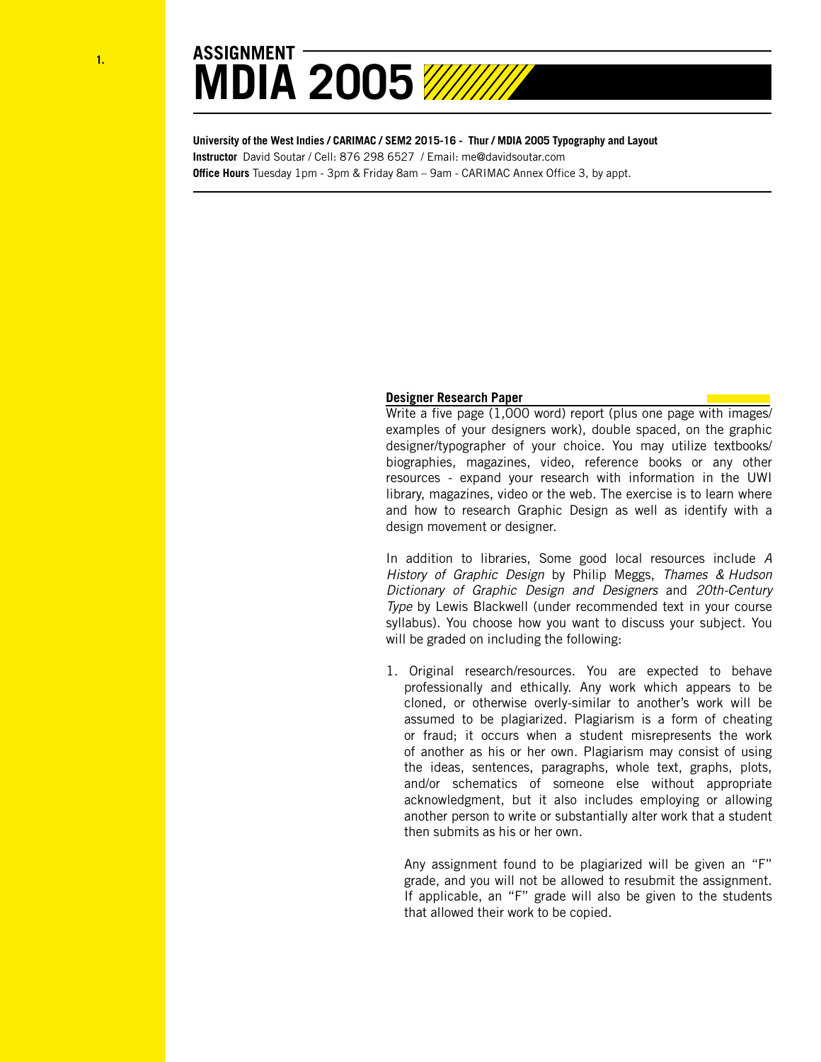# ASSIGNMENT
# MDIA 2005

**University of the West Indies / CARIMAC / SEM2 2015-16 - Thur / MDIA 2005 Typography and Layout**
**Instructor** David Soutar / Cell: 876 298 6527 / Email: me@davidsoutar.com
**Office Hours** Tuesday 1pm - 3pm & Friday 8am – 9am - CARIMAC Annex Office 3, by appt.

## Designer Research Paper

Write a five page (1,000 word) report (plus one page with images/ examples of your designers work), double spaced, on the graphic designer/typographer of your choice. You may utilize textbooks/ biographies, magazines, video, reference books or any other resources - expand your research with information in the UWI library, magazines, video or the web. The exercise is to learn where and how to research Graphic Design as well as identify with a design movement or designer.

In addition to libraries, Some good local resources include *A History of Graphic Design* by Philip Meggs, *Thames & Hudson Dictionary of Graphic Design and Designers* and *20th-Century Type* by Lewis Blackwell (under recommended text in your course syllabus). You choose how you want to discuss your subject. You will be graded on including the following:

1. Original research/resources. You are expected to behave professionally and ethically. Any work which appears to be cloned, or otherwise overly-similar to another's work will be assumed to be plagiarized. Plagiarism is a form of cheating or fraud; it occurs when a student misrepresents the work of another as his or her own. Plagiarism may consist of using the ideas, sentences, paragraphs, whole text, graphs, plots, and/or schematics of someone else without appropriate acknowledgment, but it also includes employing or allowing another person to write or substantially alter work that a student then submits as his or her own.

   Any assignment found to be plagiarized will be given an "F" grade, and you will not be allowed to resubmit the assignment. If applicable, an "F" grade will also be given to the students that allowed their work to be copied.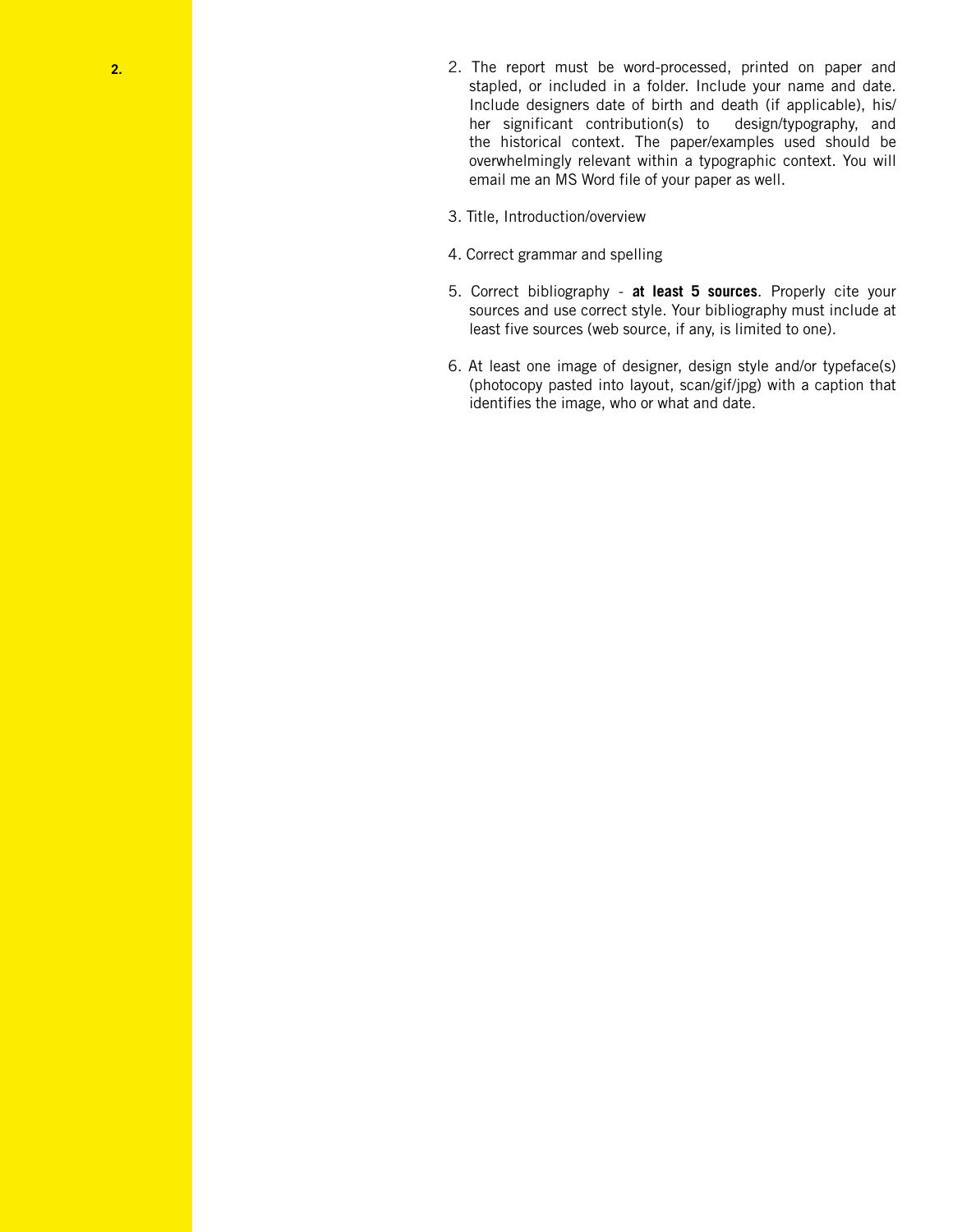2. The report must be word-processed, printed on paper and stapled, or included in a folder. Include your name and date. Include designers date of birth and death (if applicable), his/her significant contribution(s) to design/typography, and the historical context. The paper/examples used should be overwhelmingly relevant within a typographic context. You will email me an MS Word file of your paper as well.

3. Title, Introduction/overview

4. Correct grammar and spelling

5. Correct bibliography - **at least 5 sources**. Properly cite your sources and use correct style. Your bibliography must include at least five sources (web source, if any, is limited to one).

6. At least one image of designer, design style and/or typeface(s) (photocopy pasted into layout, scan/gif/jpg) with a caption that identifies the image, who or what and date.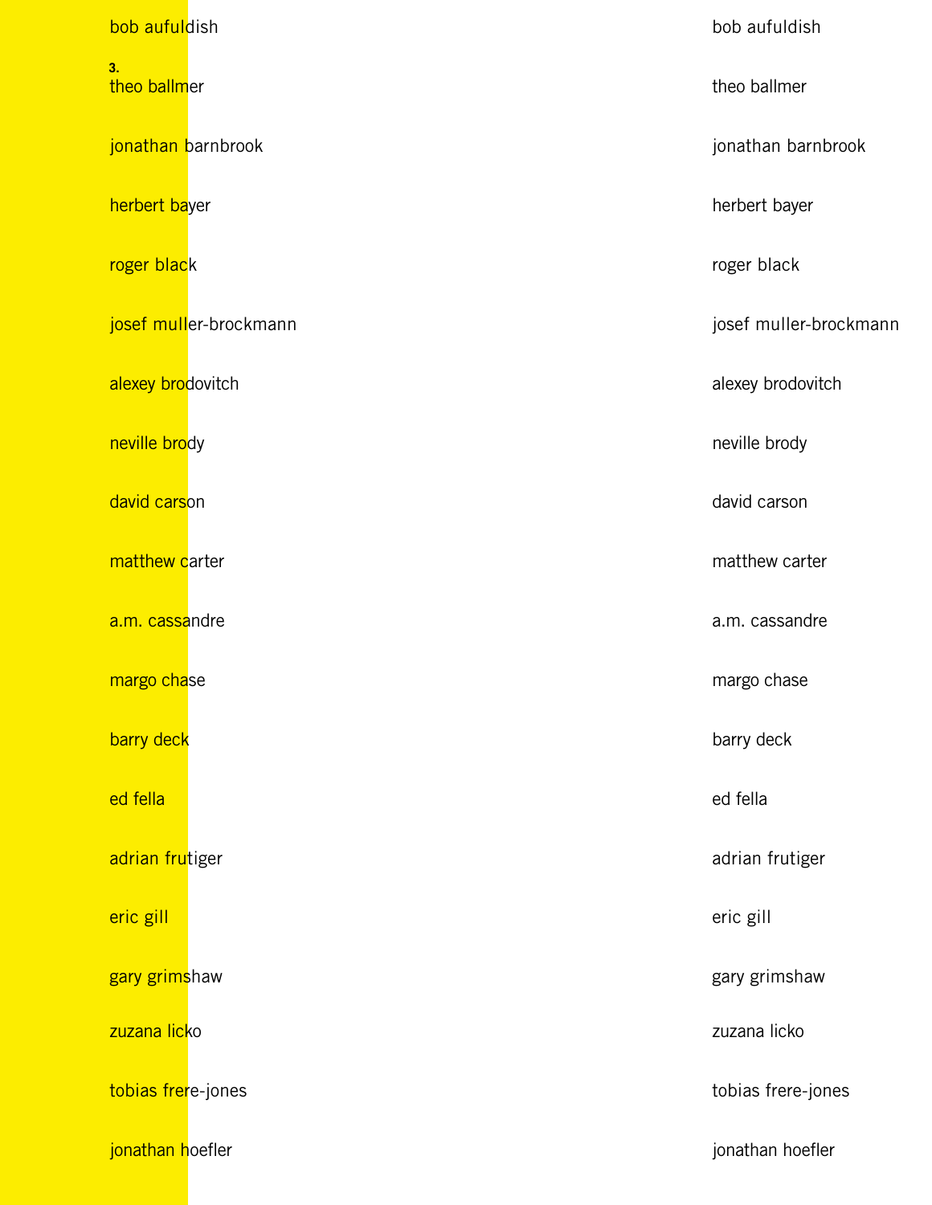bob aufuldish

3.

theo ballmer

jonathan barnbrook

herbert bayer

roger black

josef muller-brockmann

alexey brodovitch

neville brody

david carson

matthew carter

a.m. cassandre

margo chase

barry deck

ed fella

adrian frutiger

eric gill

gary grimshaw

zuzana licko

tobias frere-jones

jonathan hoefler

bob aufuldish

theo ballmer

jonathan barnbrook

herbert bayer

roger black

josef muller-brockmann

alexey brodovitch

neville brody

david carson

matthew carter

a.m. cassandre

margo chase

barry deck

ed fella

adrian frutiger

eric gill

gary grimshaw

zuzana licko

tobias frere-jones

jonathan hoefler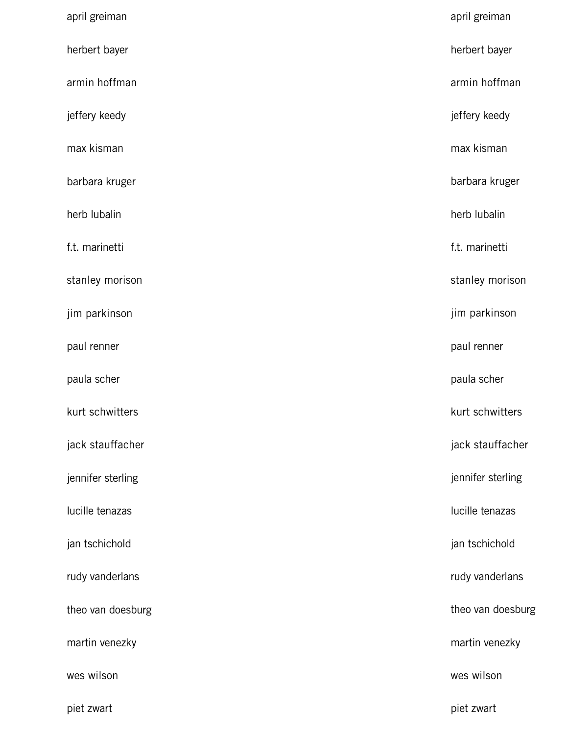april greiman

herbert bayer

armin hoffman

jeffery keedy

max kisman

barbara kruger

herb lubalin

f.t. marinetti

stanley morison

jim parkinson

paul renner

paula scher

kurt schwitters

jack stauffacher

jennifer sterling

lucille tenazas

jan tschichold

rudy vanderlans

theo van doesburg

martin venezky

wes wilson

piet zwart

april greiman

herbert bayer

armin hoffman

jeffery keedy

max kisman

barbara kruger

herb lubalin

f.t. marinetti

stanley morison

jim parkinson

paul renner

paula scher

kurt schwitters

jack stauffacher

jennifer sterling

lucille tenazas

jan tschichold

rudy vanderlans

theo van doesburg

martin venezky

wes wilson

piet zwart